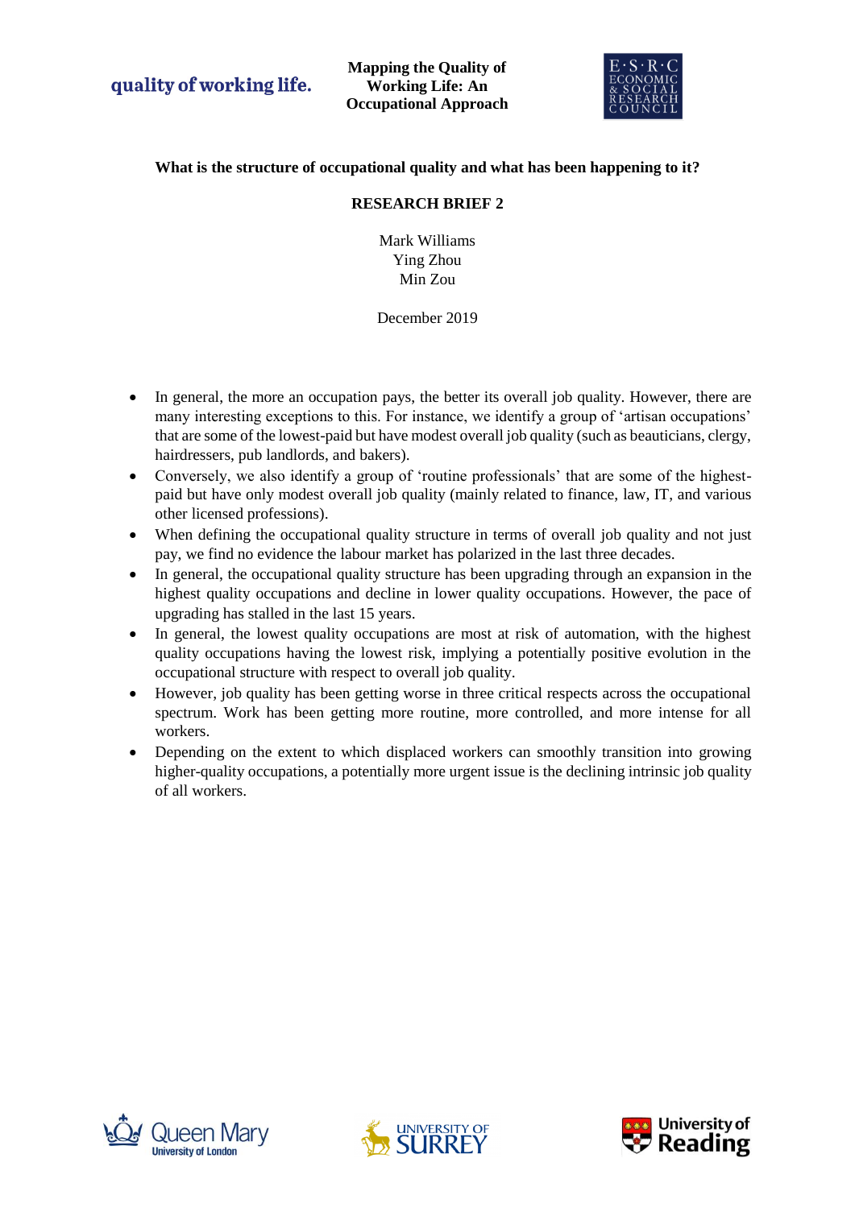quality of working life.

**Mapping the Quality of Working Life: An Occupational Approach**

E·S·R·C ECONOMIC & SOCIAL RESEARCH COUNCIL

# What is the structure of occupational quality and what has been happening to it?

## RESEARCH BRIEF 2

Mark Williams
Ying Zhou
Min Zou

December 2019

- In general, the more an occupation pays, the better its overall job quality. However, there are many interesting exceptions to this. For instance, we identify a group of 'artisan occupations' that are some of the lowest-paid but have modest overall job quality (such as beauticians, clergy, hairdressers, pub landlords, and bakers).
- Conversely, we also identify a group of 'routine professionals' that are some of the highest-paid but have only modest overall job quality (mainly related to finance, law, IT, and various other licensed professions).
- When defining the occupational quality structure in terms of overall job quality and not just pay, we find no evidence the labour market has polarized in the last three decades.
- In general, the occupational quality structure has been upgrading through an expansion in the highest quality occupations and decline in lower quality occupations. However, the pace of upgrading has stalled in the last 15 years.
- In general, the lowest quality occupations are most at risk of automation, with the highest quality occupations having the lowest risk, implying a potentially positive evolution in the occupational structure with respect to overall job quality.
- However, job quality has been getting worse in three critical respects across the occupational spectrum. Work has been getting more routine, more controlled, and more intense for all workers.
- Depending on the extent to which displaced workers can smoothly transition into growing higher-quality occupations, a potentially more urgent issue is the declining intrinsic job quality of all workers.

Queen Mary University of London

UNIVERSITY OF SURREY

University of Reading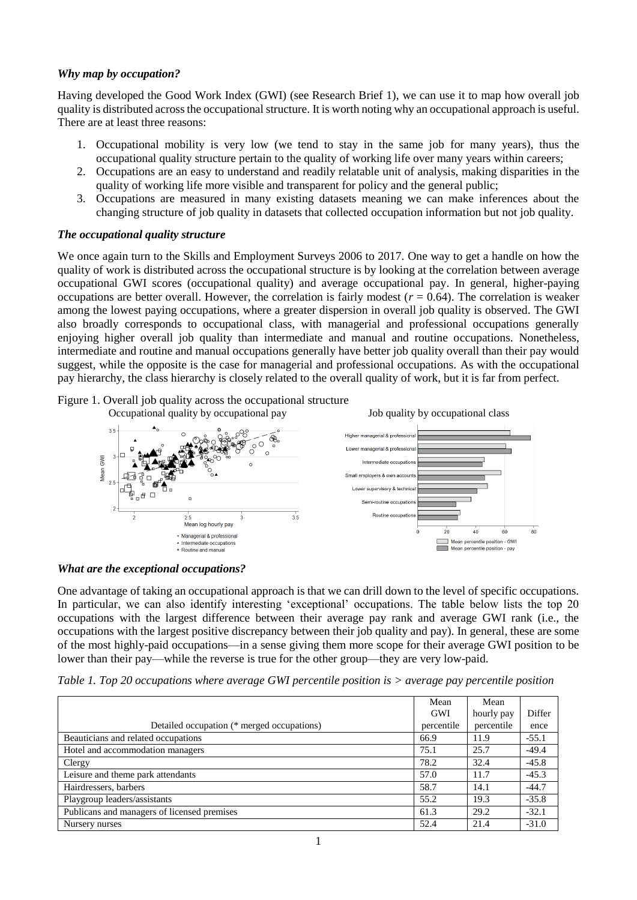### *Why map by occupation?*

Having developed the Good Work Index (GWI) (see Research Brief 1), we can use it to map how overall job quality is distributed across the occupational structure. It is worth noting why an occupational approach is useful. There are at least three reasons:

1. Occupational mobility is very low (we tend to stay in the same job for many years), thus the occupational quality structure pertain to the quality of working life over many years within careers;
2. Occupations are an easy to understand and readily relatable unit of analysis, making disparities in the quality of working life more visible and transparent for policy and the general public;
3. Occupations are measured in many existing datasets meaning we can make inferences about the changing structure of job quality in datasets that collected occupation information but not job quality.

### *The occupational quality structure*

We once again turn to the Skills and Employment Surveys 2006 to 2017. One way to get a handle on how the quality of work is distributed across the occupational structure is by looking at the correlation between average occupational GWI scores (occupational quality) and average occupational pay. In general, higher-paying occupations are better overall. However, the correlation is fairly modest ($r = 0.64$). The correlation is weaker among the lowest paying occupations, where a greater dispersion in overall job quality is observed. The GWI also broadly corresponds to occupational class, with managerial and professional occupations generally enjoying higher overall job quality than intermediate and manual and routine occupations. Nonetheless, intermediate and routine and manual occupations generally have better job quality overall than their pay would suggest, while the opposite is the case for managerial and professional occupations. As with the occupational pay hierarchy, the class hierarchy is closely related to the overall quality of work, but it is far from perfect.

Figure 1. Overall job quality across the occupational structure

Occupational quality by occupational pay — Job quality by occupational class

### *What are the exceptional occupations?*

One advantage of taking an occupational approach is that we can drill down to the level of specific occupations. In particular, we can also identify interesting 'exceptional' occupations. The table below lists the top 20 occupations with the largest difference between their average pay rank and average GWI rank (i.e., the occupations with the largest positive discrepancy between their job quality and pay). In general, these are some of the most highly-paid occupations—in a sense giving them more scope for their average GWI position to be lower than their pay—while the reverse is true for the other group—they are very low-paid.

*Table 1. Top 20 occupations where average GWI percentile position is > average pay percentile position*

| Detailed occupation (* merged occupations) | Mean GWI percentile | Mean hourly pay percentile | Difference |
|---|---|---|---|
| Beauticians and related occupations | 66.9 | 11.9 | -55.1 |
| Hotel and accommodation managers | 75.1 | 25.7 | -49.4 |
| Clergy | 78.2 | 32.4 | -45.8 |
| Leisure and theme park attendants | 57.0 | 11.7 | -45.3 |
| Hairdressers, barbers | 58.7 | 14.1 | -44.7 |
| Playgroup leaders/assistants | 55.2 | 19.3 | -35.8 |
| Publicans and managers of licensed premises | 61.3 | 29.2 | -32.1 |
| Nursery nurses | 52.4 | 21.4 | -31.0 |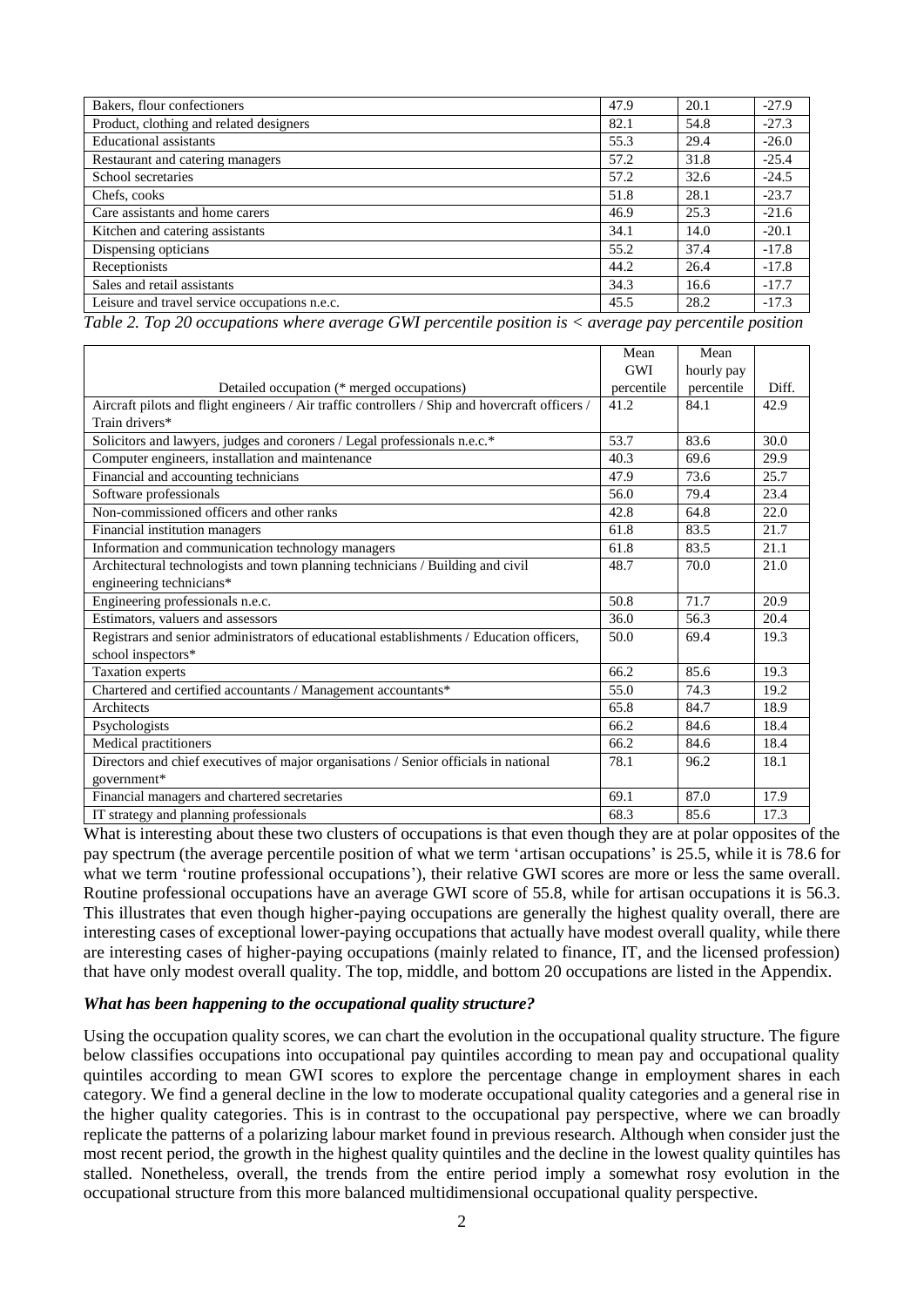| | | | |
|---|---|---|---|
| Bakers, flour confectioners | 47.9 | 20.1 | -27.9 |
| Product, clothing and related designers | 82.1 | 54.8 | -27.3 |
| Educational assistants | 55.3 | 29.4 | -26.0 |
| Restaurant and catering managers | 57.2 | 31.8 | -25.4 |
| School secretaries | 57.2 | 32.6 | -24.5 |
| Chefs, cooks | 51.8 | 28.1 | -23.7 |
| Care assistants and home carers | 46.9 | 25.3 | -21.6 |
| Kitchen and catering assistants | 34.1 | 14.0 | -20.1 |
| Dispensing opticians | 55.2 | 37.4 | -17.8 |
| Receptionists | 44.2 | 26.4 | -17.8 |
| Sales and retail assistants | 34.3 | 16.6 | -17.7 |
| Leisure and travel service occupations n.e.c. | 45.5 | 28.2 | -17.3 |

*Table 2. Top 20 occupations where average GWI percentile position is < average pay percentile position*

| Detailed occupation (* merged occupations) | Mean GWI percentile | Mean hourly pay percentile | Diff. |
|---|---|---|---|
| Aircraft pilots and flight engineers / Air traffic controllers / Ship and hovercraft officers / Train drivers* | 41.2 | 84.1 | 42.9 |
| Solicitors and lawyers, judges and coroners / Legal professionals n.e.c.* | 53.7 | 83.6 | 30.0 |
| Computer engineers, installation and maintenance | 40.3 | 69.6 | 29.9 |
| Financial and accounting technicians | 47.9 | 73.6 | 25.7 |
| Software professionals | 56.0 | 79.4 | 23.4 |
| Non-commissioned officers and other ranks | 42.8 | 64.8 | 22.0 |
| Financial institution managers | 61.8 | 83.5 | 21.7 |
| Information and communication technology managers | 61.8 | 83.5 | 21.1 |
| Architectural technologists and town planning technicians / Building and civil engineering technicians* | 48.7 | 70.0 | 21.0 |
| Engineering professionals n.e.c. | 50.8 | 71.7 | 20.9 |
| Estimators, valuers and assessors | 36.0 | 56.3 | 20.4 |
| Registrars and senior administrators of educational establishments / Education officers, school inspectors* | 50.0 | 69.4 | 19.3 |
| Taxation experts | 66.2 | 85.6 | 19.3 |
| Chartered and certified accountants / Management accountants* | 55.0 | 74.3 | 19.2 |
| Architects | 65.8 | 84.7 | 18.9 |
| Psychologists | 66.2 | 84.6 | 18.4 |
| Medical practitioners | 66.2 | 84.6 | 18.4 |
| Directors and chief executives of major organisations / Senior officials in national government* | 78.1 | 96.2 | 18.1 |
| Financial managers and chartered secretaries | 69.1 | 87.0 | 17.9 |
| IT strategy and planning professionals | 68.3 | 85.6 | 17.3 |

What is interesting about these two clusters of occupations is that even though they are at polar opposites of the pay spectrum (the average percentile position of what we term 'artisan occupations' is 25.5, while it is 78.6 for what we term 'routine professional occupations'), their relative GWI scores are more or less the same overall. Routine professional occupations have an average GWI score of 55.8, while for artisan occupations it is 56.3. This illustrates that even though higher-paying occupations are generally the highest quality overall, there are interesting cases of exceptional lower-paying occupations that actually have modest overall quality, while there are interesting cases of higher-paying occupations (mainly related to finance, IT, and the licensed profession) that have only modest overall quality. The top, middle, and bottom 20 occupations are listed in the Appendix.

### *What has been happening to the occupational quality structure?*

Using the occupation quality scores, we can chart the evolution in the occupational quality structure. The figure below classifies occupations into occupational pay quintiles according to mean pay and occupational quality quintiles according to mean GWI scores to explore the percentage change in employment shares in each category. We find a general decline in the low to moderate occupational quality categories and a general rise in the higher quality categories. This is in contrast to the occupational pay perspective, where we can broadly replicate the patterns of a polarizing labour market found in previous research. Although when consider just the most recent period, the growth in the highest quality quintiles and the decline in the lowest quality quintiles has stalled. Nonetheless, overall, the trends from the entire period imply a somewhat rosy evolution in the occupational structure from this more balanced multidimensional occupational quality perspective.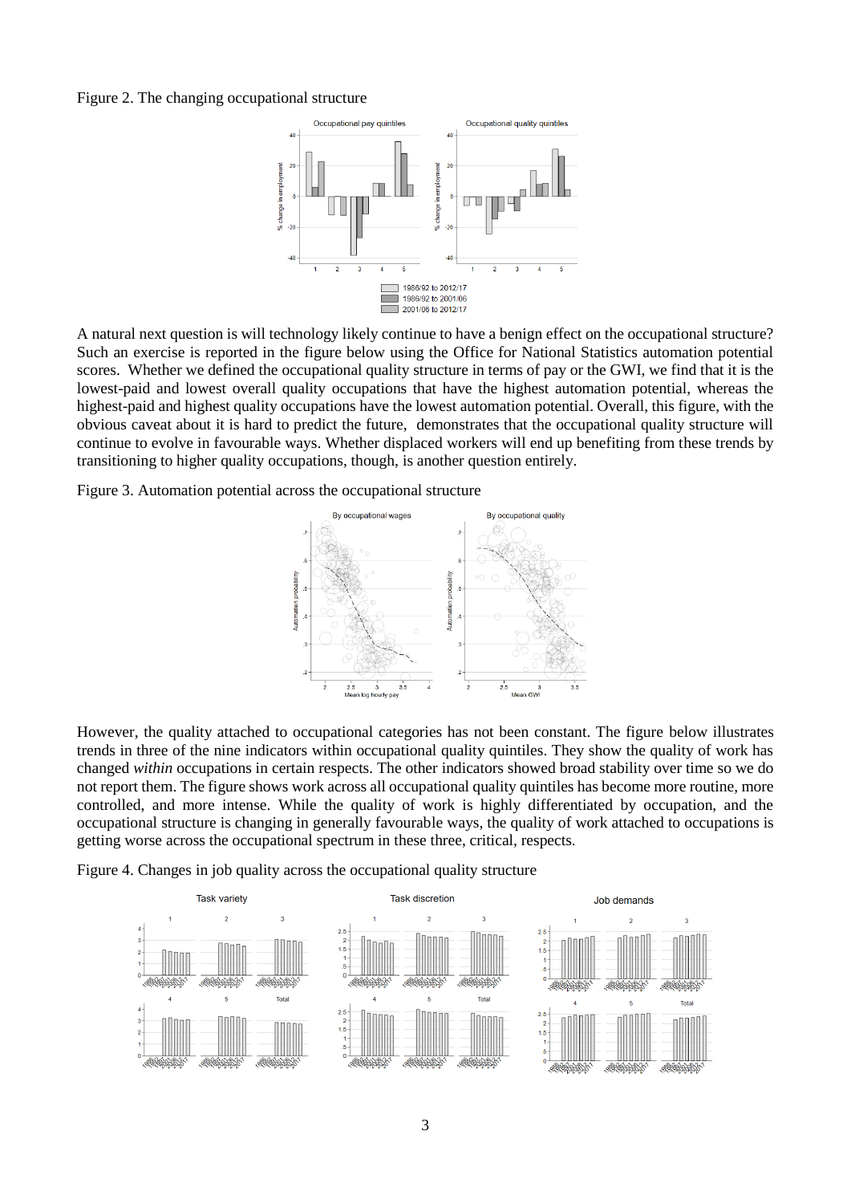Figure 2. The changing occupational structure

A natural next question is will technology likely continue to have a benign effect on the occupational structure? Such an exercise is reported in the figure below using the Office for National Statistics automation potential scores. Whether we defined the occupational quality structure in terms of pay or the GWI, we find that it is the lowest-paid and lowest overall quality occupations that have the highest automation potential, whereas the highest-paid and highest quality occupations have the lowest automation potential. Overall, this figure, with the obvious caveat about it is hard to predict the future, demonstrates that the occupational quality structure will continue to evolve in favourable ways. Whether displaced workers will end up benefiting from these trends by transitioning to higher quality occupations, though, is another question entirely.

Figure 3. Automation potential across the occupational structure

However, the quality attached to occupational categories has not been constant. The figure below illustrates trends in three of the nine indicators within occupational quality quintiles. They show the quality of work has changed *within* occupations in certain respects. The other indicators showed broad stability over time so we do not report them. The figure shows work across all occupational quality quintiles has become more routine, more controlled, and more intense. While the quality of work is highly differentiated by occupation, and the occupational structure is changing in generally favourable ways, the quality of work attached to occupations is getting worse across the occupational spectrum in these three, critical, respects.

Figure 4. Changes in job quality across the occupational quality structure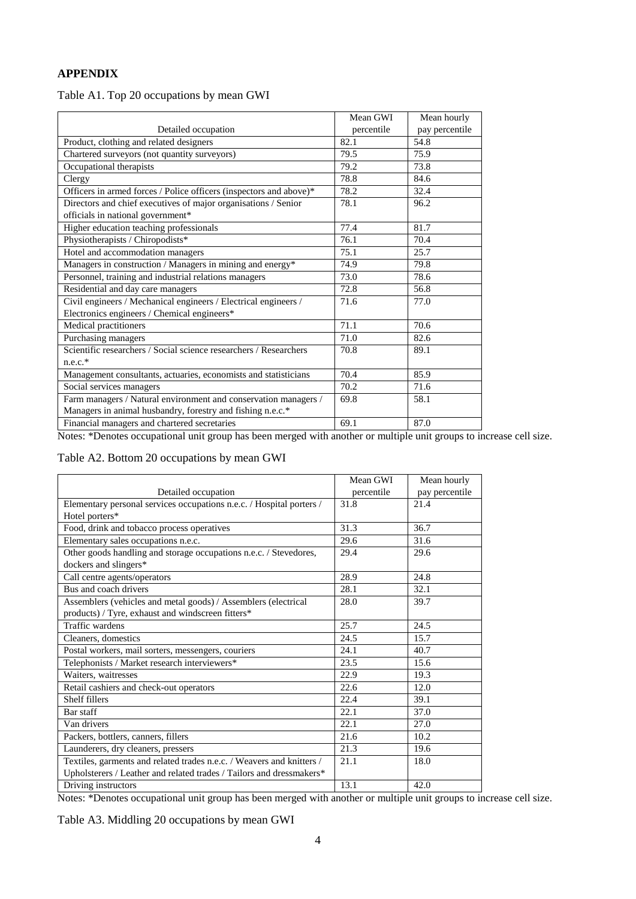**APPENDIX**

Table A1. Top 20 occupations by mean GWI

| Detailed occupation | Mean GWI percentile | Mean hourly pay percentile |
|---|---|---|
| Product, clothing and related designers | 82.1 | 54.8 |
| Chartered surveyors (not quantity surveyors) | 79.5 | 75.9 |
| Occupational therapists | 79.2 | 73.8 |
| Clergy | 78.8 | 84.6 |
| Officers in armed forces / Police officers (inspectors and above)* | 78.2 | 32.4 |
| Directors and chief executives of major organisations / Senior officials in national government* | 78.1 | 96.2 |
| Higher education teaching professionals | 77.4 | 81.7 |
| Physiotherapists / Chiropodists* | 76.1 | 70.4 |
| Hotel and accommodation managers | 75.1 | 25.7 |
| Managers in construction / Managers in mining and energy* | 74.9 | 79.8 |
| Personnel, training and industrial relations managers | 73.0 | 78.6 |
| Residential and day care managers | 72.8 | 56.8 |
| Civil engineers / Mechanical engineers / Electrical engineers / Electronics engineers / Chemical engineers* | 71.6 | 77.0 |
| Medical practitioners | 71.1 | 70.6 |
| Purchasing managers | 71.0 | 82.6 |
| Scientific researchers / Social science researchers / Researchers n.e.c.* | 70.8 | 89.1 |
| Management consultants, actuaries, economists and statisticians | 70.4 | 85.9 |
| Social services managers | 70.2 | 71.6 |
| Farm managers / Natural environment and conservation managers / Managers in animal husbandry, forestry and fishing n.e.c.* | 69.8 | 58.1 |
| Financial managers and chartered secretaries | 69.1 | 87.0 |

Notes: *Denotes occupational unit group has been merged with another or multiple unit groups to increase cell size.

Table A2. Bottom 20 occupations by mean GWI

| Detailed occupation | Mean GWI percentile | Mean hourly pay percentile |
|---|---|---|
| Elementary personal services occupations n.e.c. / Hospital porters / Hotel porters* | 31.8 | 21.4 |
| Food, drink and tobacco process operatives | 31.3 | 36.7 |
| Elementary sales occupations n.e.c. | 29.6 | 31.6 |
| Other goods handling and storage occupations n.e.c. / Stevedores, dockers and slingers* | 29.4 | 29.6 |
| Call centre agents/operators | 28.9 | 24.8 |
| Bus and coach drivers | 28.1 | 32.1 |
| Assemblers (vehicles and metal goods) / Assemblers (electrical products) / Tyre, exhaust and windscreen fitters* | 28.0 | 39.7 |
| Traffic wardens | 25.7 | 24.5 |
| Cleaners, domestics | 24.5 | 15.7 |
| Postal workers, mail sorters, messengers, couriers | 24.1 | 40.7 |
| Telephonists / Market research interviewers* | 23.5 | 15.6 |
| Waiters, waitresses | 22.9 | 19.3 |
| Retail cashiers and check-out operators | 22.6 | 12.0 |
| Shelf fillers | 22.4 | 39.1 |
| Bar staff | 22.1 | 37.0 |
| Van drivers | 22.1 | 27.0 |
| Packers, bottlers, canners, fillers | 21.6 | 10.2 |
| Launderers, dry cleaners, pressers | 21.3 | 19.6 |
| Textiles, garments and related trades n.e.c. / Weavers and knitters / Upholsterers / Leather and related trades / Tailors and dressmakers* | 21.1 | 18.0 |
| Driving instructors | 13.1 | 42.0 |

Notes: *Denotes occupational unit group has been merged with another or multiple unit groups to increase cell size.

Table A3. Middling 20 occupations by mean GWI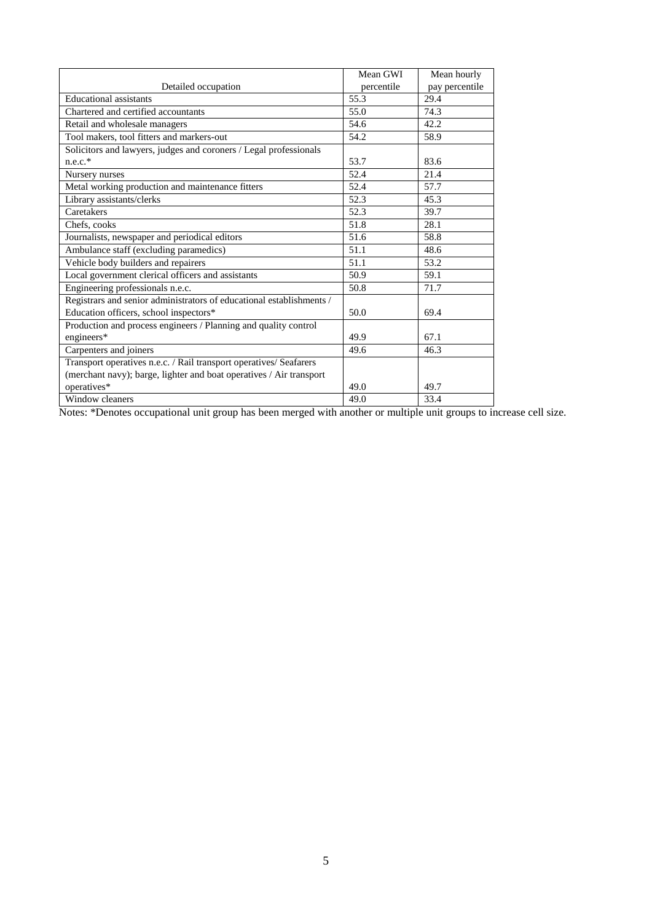| Detailed occupation | Mean GWI percentile | Mean hourly pay percentile |
|---|---|---|
| Educational assistants | 55.3 | 29.4 |
| Chartered and certified accountants | 55.0 | 74.3 |
| Retail and wholesale managers | 54.6 | 42.2 |
| Tool makers, tool fitters and markers-out | 54.2 | 58.9 |
| Solicitors and lawyers, judges and coroners / Legal professionals n.e.c.* | 53.7 | 83.6 |
| Nursery nurses | 52.4 | 21.4 |
| Metal working production and maintenance fitters | 52.4 | 57.7 |
| Library assistants/clerks | 52.3 | 45.3 |
| Caretakers | 52.3 | 39.7 |
| Chefs, cooks | 51.8 | 28.1 |
| Journalists, newspaper and periodical editors | 51.6 | 58.8 |
| Ambulance staff (excluding paramedics) | 51.1 | 48.6 |
| Vehicle body builders and repairers | 51.1 | 53.2 |
| Local government clerical officers and assistants | 50.9 | 59.1 |
| Engineering professionals n.e.c. | 50.8 | 71.7 |
| Registrars and senior administrators of educational establishments / Education officers, school inspectors* | 50.0 | 69.4 |
| Production and process engineers / Planning and quality control engineers* | 49.9 | 67.1 |
| Carpenters and joiners | 49.6 | 46.3 |
| Transport operatives n.e.c. / Rail transport operatives/ Seafarers (merchant navy); barge, lighter and boat operatives / Air transport operatives* | 49.0 | 49.7 |
| Window cleaners | 49.0 | 33.4 |

Notes: *Denotes occupational unit group has been merged with another or multiple unit groups to increase cell size.